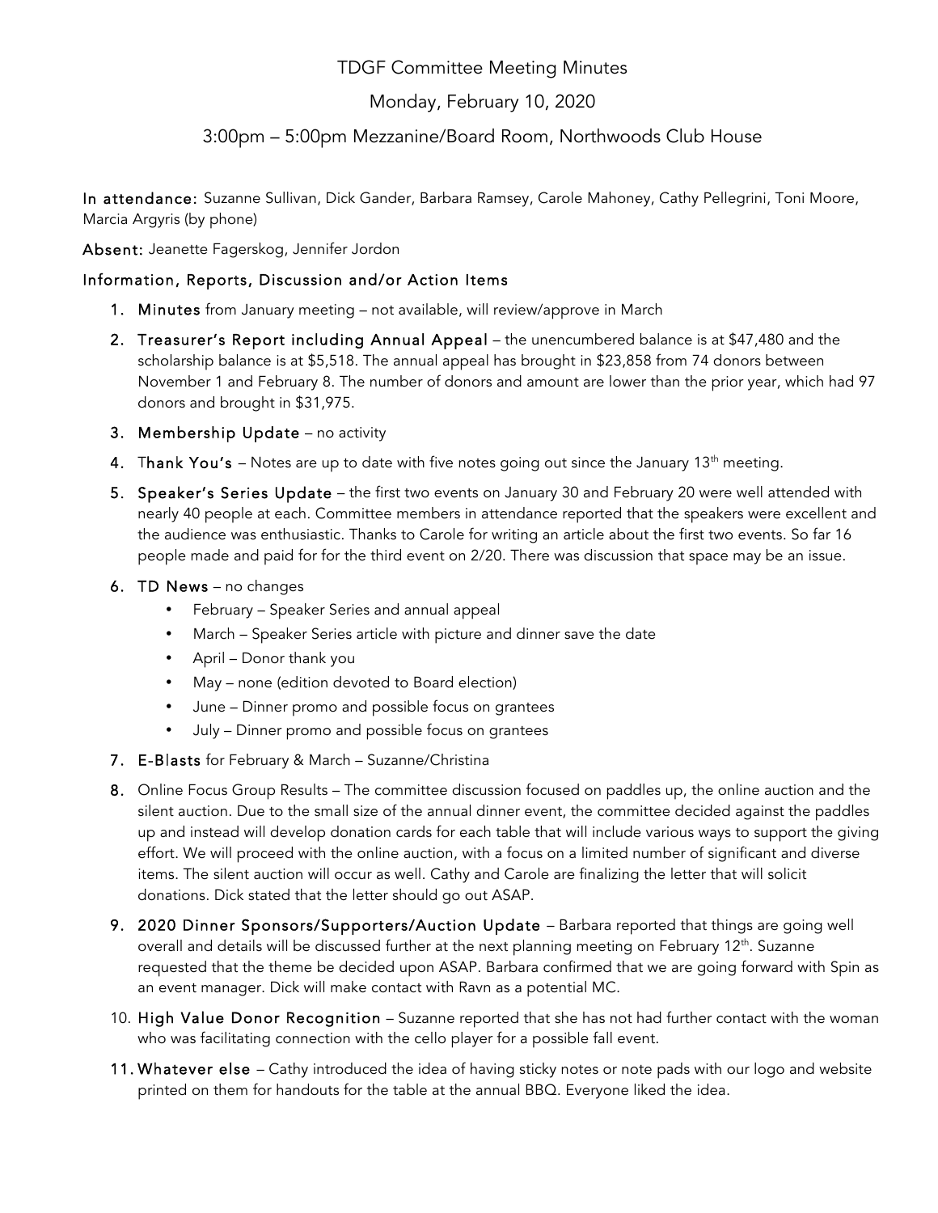# TDGF Committee Meeting Minutes

## Monday, February 10, 2020

## 3:00pm – 5:00pm Mezzanine/Board Room, Northwoods Club House

**In attendance:** Suzanne Sullivan, Dick Gander, Barbara Ramsey, Carole Mahoney, Cathy Pellegrini, Toni Moore, Marcia Argyris (by phone)

**Absent:** Jeanette Fagerskog, Jennifer Jordon

**Information, Reports, Discussion and/or Action Items**

1. **Minutes** from January meeting – not available, will review/approve in March
2. **Treasurer's Report including Annual Appeal** – the unencumbered balance is at $47,480 and the scholarship balance is at $5,518. The annual appeal has brought in $23,858 from 74 donors between November 1 and February 8. The number of donors and amount are lower than the prior year, which had 97 donors and brought in $31,975.
3. **Membership Update** – no activity
4. **Thank You's** – Notes are up to date with five notes going out since the January 13th meeting.
5. **Speaker's Series Update** – the first two events on January 30 and February 20 were well attended with nearly 40 people at each. Committee members in attendance reported that the speakers were excellent and the audience was enthusiastic. Thanks to Carole for writing an article about the first two events. So far 16 people made and paid for for the third event on 2/20. There was discussion that space may be an issue.
6. **TD News** – no changes
   - February – Speaker Series and annual appeal
   - March – Speaker Series article with picture and dinner save the date
   - April – Donor thank you
   - May – none (edition devoted to Board election)
   - June – Dinner promo and possible focus on grantees
   - July – Dinner promo and possible focus on grantees
7. **E-Blasts** for February & March – Suzanne/Christina
8. Online Focus Group Results – The committee discussion focused on paddles up, the online auction and the silent auction. Due to the small size of the annual dinner event, the committee decided against the paddles up and instead will develop donation cards for each table that will include various ways to support the giving effort. We will proceed with the online auction, with a focus on a limited number of significant and diverse items. The silent auction will occur as well. Cathy and Carole are finalizing the letter that will solicit donations. Dick stated that the letter should go out ASAP.
9. **2020 Dinner Sponsors/Supporters/Auction Update** – Barbara reported that things are going well overall and details will be discussed further at the next planning meeting on February 12th. Suzanne requested that the theme be decided upon ASAP. Barbara confirmed that we are going forward with Spin as an event manager. Dick will make contact with Ravn as a potential MC.
10. **High Value Donor Recognition** – Suzanne reported that she has not had further contact with the woman who was facilitating connection with the cello player for a possible fall event.
11. **Whatever else** – Cathy introduced the idea of having sticky notes or note pads with our logo and website printed on them for handouts for the table at the annual BBQ. Everyone liked the idea.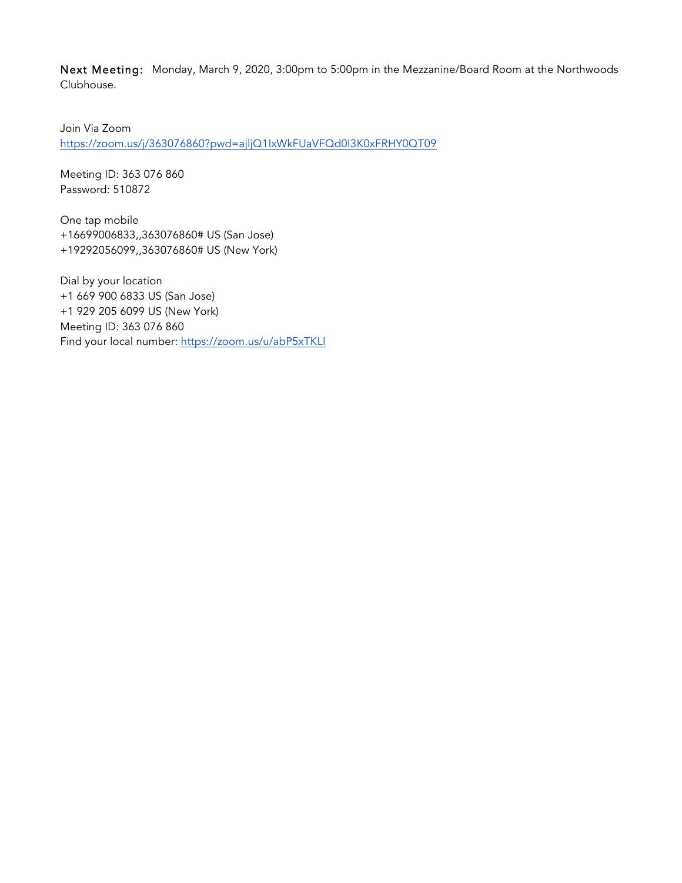**Next Meeting:** Monday, March 9, 2020, 3:00pm to 5:00pm in the Mezzanine/Board Room at the Northwoods Clubhouse.

Join Via Zoom
https://zoom.us/j/363076860?pwd=ajljQ1IxWkFUaVFQd0I3K0xFRHY0QT09

Meeting ID: 363 076 860
Password: 510872

One tap mobile
+16699006833,,363076860# US (San Jose)
+19292056099,,363076860# US (New York)

Dial by your location
+1 669 900 6833 US (San Jose)
+1 929 205 6099 US (New York)
Meeting ID: 363 076 860
Find your local number: https://zoom.us/u/abP5xTKLl